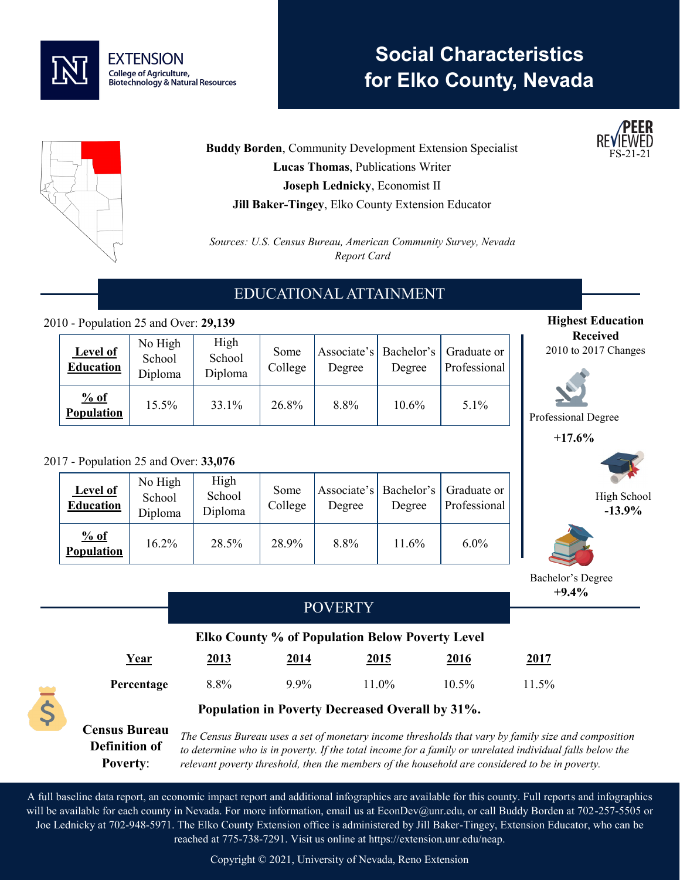# Social Characteristics for Elko County, Nevada

EXTENSION
College of Agriculture, Biotechnology & Natural Resources

PEER REVIEWED
FS-21-21

**Buddy Borden**, Community Development Extension Specialist
**Lucas Thomas**, Publications Writer
**Joseph Lednicky**, Economist II
**Jill Baker-Tingey**, Elko County Extension Educator

*Sources: U.S. Census Bureau, American Community Survey, Nevada Report Card*

## EDUCATIONAL ATTAINMENT

2010 - Population 25 and Over: **29,139**

| Level of Education | No High School Diploma | High School Diploma | Some College | Associate's Degree | Bachelor's Degree | Graduate or Professional |
|---|---|---|---|---|---|---|
| % of Population | 15.5% | 33.1% | 26.8% | 8.8% | 10.6% | 5.1% |

2017 - Population 25 and Over: **33,076**

| Level of Education | No High School Diploma | High School Diploma | Some College | Associate's Degree | Bachelor's Degree | Graduate or Professional |
|---|---|---|---|---|---|---|
| % of Population | 16.2% | 28.5% | 28.9% | 8.8% | 11.6% | 6.0% |

**Highest Education Received**
2010 to 2017 Changes

Professional Degree
**+17.6%**

High School
**-13.9%**

Bachelor's Degree
**+9.4%**

## POVERTY

**Elko County % of Population Below Poverty Level**

| Year | 2013 | 2014 | 2015 | 2016 | 2017 |
|---|---|---|---|---|---|
| Percentage | 8.8% | 9.9% | 11.0% | 10.5% | 11.5% |

**Population in Poverty Decreased Overall by 31%.**

**Census Bureau Definition of Poverty**: *The Census Bureau uses a set of monetary income thresholds that vary by family size and composition to determine who is in poverty. If the total income for a family or unrelated individual falls below the relevant poverty threshold, then the members of the household are considered to be in poverty.*

A full baseline data report, an economic impact report and additional infographics are available for this county. Full reports and infographics will be available for each county in Nevada. For more information, email us at EconDev@unr.edu, or call Buddy Borden at 702-257-5505 or Joe Lednicky at 702-948-5971. The Elko County Extension office is administered by Jill Baker-Tingey, Extension Educator, who can be reached at 775-738-7291. Visit us online at https://extension.unr.edu/neap.

Copyright © 2021, University of Nevada, Reno Extension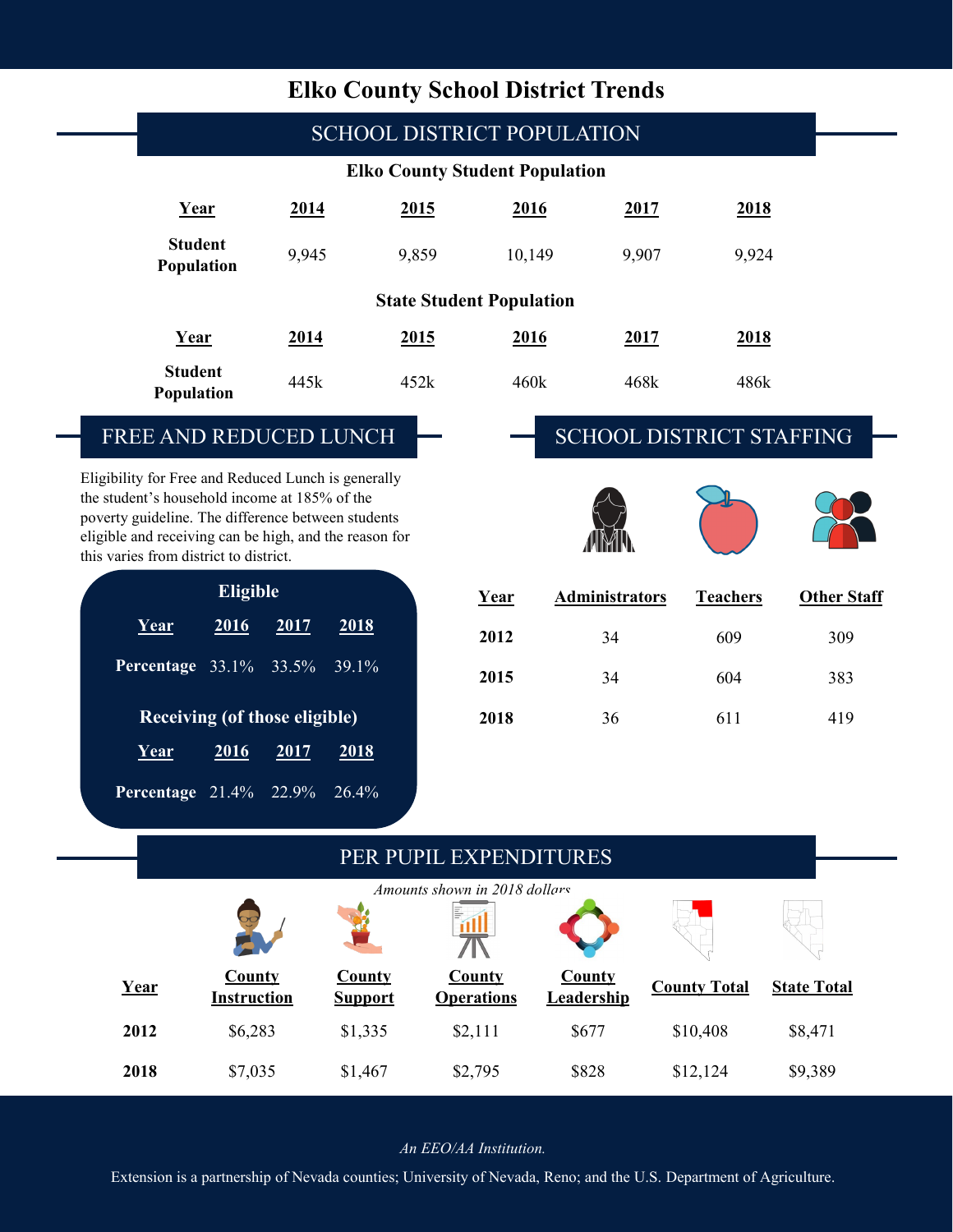# Elko County School District Trends

## SCHOOL DISTRICT POPULATION

**Elko County Student Population**

| Year | 2014 | 2015 | 2016 | 2017 | 2018 |
|---|---|---|---|---|---|
| Student Population | 9,945 | 9,859 | 10,149 | 9,907 | 9,924 |

**State Student Population**

| Year | 2014 | 2015 | 2016 | 2017 | 2018 |
|---|---|---|---|---|---|
| Student Population | 445k | 452k | 460k | 468k | 486k |

## FREE AND REDUCED LUNCH

Eligibility for Free and Reduced Lunch is generally the student's household income at 185% of the poverty guideline. The difference between students eligible and receiving can be high, and the reason for this varies from district to district.

**Eligible**

| Year | 2016 | 2017 | 2018 |
|---|---|---|---|
| Percentage | 33.1% | 33.5% | 39.1% |

**Receiving (of those eligible)**

| Year | 2016 | 2017 | 2018 |
|---|---|---|---|
| Percentage | 21.4% | 22.9% | 26.4% |

## SCHOOL DISTRICT STAFFING

| Year | Administrators | Teachers | Other Staff |
|---|---|---|---|
| 2012 | 34 | 609 | 309 |
| 2015 | 34 | 604 | 383 |
| 2018 | 36 | 611 | 419 |

## PER PUPIL EXPENDITURES

*Amounts shown in 2018 dollars*

| Year | County Instruction | County Support | County Operations | County Leadership | County Total | State Total |
|---|---|---|---|---|---|---|
| 2012 | $6,283 | $1,335 | $2,111 | $677 | $10,408 | $8,471 |
| 2018 | $7,035 | $1,467 | $2,795 | $828 | $12,124 | $9,389 |

*An EEO/AA Institution.*

Extension is a partnership of Nevada counties; University of Nevada, Reno; and the U.S. Department of Agriculture.